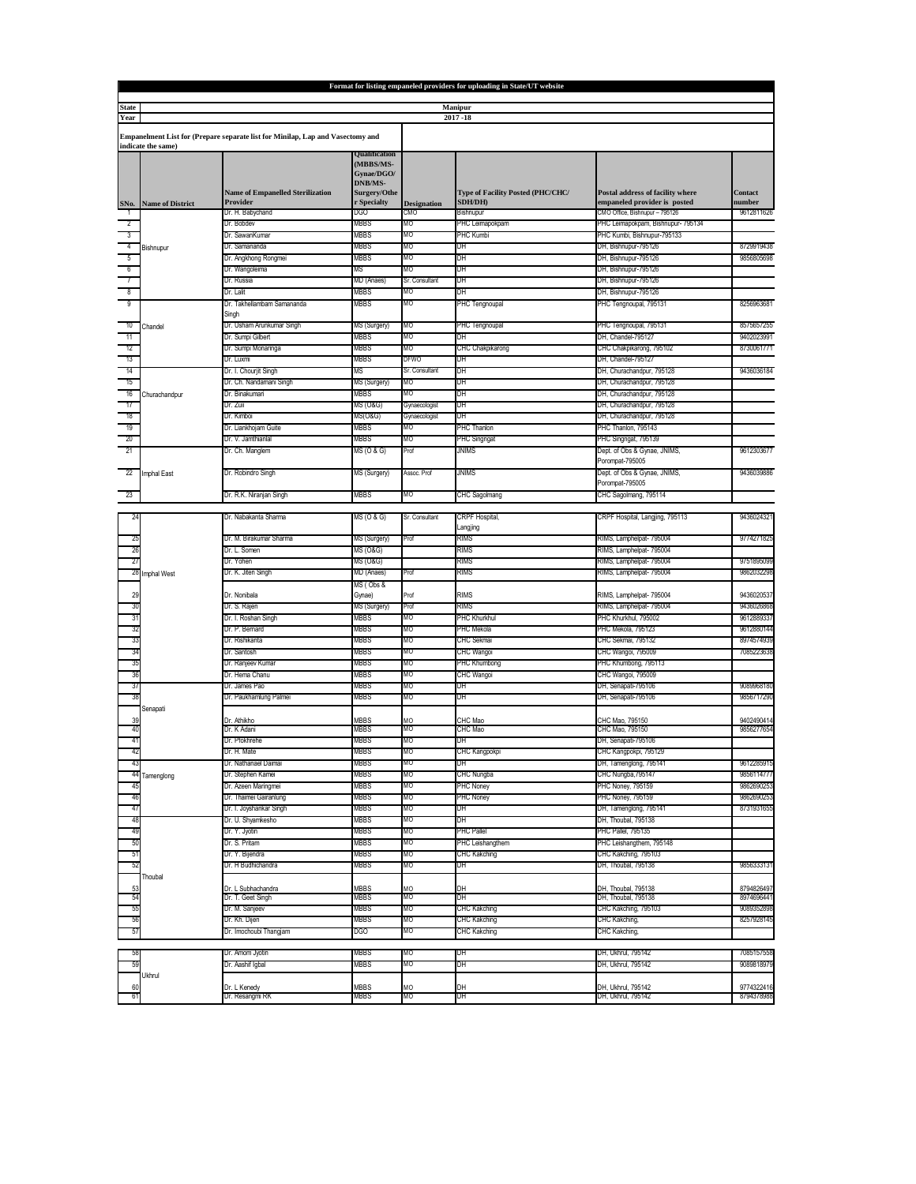# Format for listing empaneled providers for uploading in State/UT website

| State | Manipur |
|---|---|
| Year | 2017 -18 |

**Empanelment List for (Prepare separate list for Minilap, Lap and Vasectomy and indicate the same)**

| SNo. | Name of District | Name of Empanelled Sterilization Provider | Qualification (MBBS/MS-Gynae/DGO/DNB/MS-Surgery/Other Specialty | Designation | Type of Facility Posted (PHC/CHC/SDH/DH) | Postal address of facility where empaneled provider is posted | Contact number |
|---|---|---|---|---|---|---|---|
| 1 | Bishnupur | Dr. H. Babychand | DGO | CMO | Bishnupur | CMO Office, Bishnupur – 795126 | 9612811626 |
| 2 | | Dr. Bobdev | MBBS | MO | PHC Leimapokpam | PHC Leimapokpam, Bishnupur- 795134 | |
| 3 | | Dr. SawanKumar | MBBS | MO | PHC Kumbi | PHC Kumbi, Bishnupur-795133 | |
| 4 | | Dr. Samananda | MBBS | MO | DH | DH, Bishnupur-795126 | 8729919438 |
| 5 | | Dr. Angkhong Rongmei | MBBS | MO | DH | DH, Bishnupur-795126 | 9856805698 |
| 6 | | Dr. Wangpleima | MS | MO | DH | DH, Bishnupur-795126 | |
| 7 | | Dr. Russia | MD (Anaes) | Sr. Consultant | DH | DH, Bishnupur-795126 | |
| 8 | | Dr. Lalit | MBBS | MO | DH | DH, Bishnupur-795126 | |
| 9 | Chandel | Dr. Takhellambam Samananda Singh | MBBS | MO | PHC Tengnoupal | PHC Tengnoupal, 795131 | 8256963681 |
| 10 | | Dr. Usham Arunkumar Singh | MS (Surgery) | MO | PHC Tengnoupal | PHC Tengnoupal, 795131 | 8575657255 |
| 11 | | Dr. Sumpi Gilbert | MBBS | MO | DH | DH, Chandel-795127 | 9402023991 |
| 12 | | Dr. Sumpi Monaringa | MBBS | MO | CHC Chakpikarong | CHC Chakpikarong, 795102 | 8730061771 |
| 13 | | Dr. Luxmi | MBBS | DFWO | DH | DH, Chandel-795127 | |
| 14 | Churachandpur | Dr. I. Chourjit Singh | MS | Sr. Consultant | DH | DH, Churachandpur, 795128 | 9436036184 |
| 15 | | Dr. Ch. Nandamani Singh | MS (Surgery) | MO | DH | DH, Churachandpur, 795128 | |
| 16 | | Dr. Binakumari | MBBS | MO | DH | DH, Churachandpur, 795128 | |
| 17 | | Dr. Zuii | MS (O&G) | Gynaecologist | DH | DH, Churachandpur, 795128 | |
| 18 | | Dr. Kimboi | MS(O&G) | Gynaecologist | DH | DH, Churachandpur, 795128 | |
| 19 | | Dr. Liankhojam Guite | MBBS | MO | PHC Thanlon | PHC Thanlon, 795143 | |
| 20 | | Dr. V. Jamthianlal | MBBS | MO | PHC Singngat | PHC Singngat, 795139 | |
| 21 | Imphal East | Dr. Ch. Manglem | MS (O & G) | Prof | JNIMS | Dept. of Obs & Gynae, JNIMS, Porompat-795005 | 9612303677 |
| 22 | | Dr. Robindro Singh | MS (Surgery) | Assoc. Prof | JNIMS | Dept. of Obs & Gynae, JNIMS, Porompat-795005 | 9436039886 |
| 23 | | Dr. R.K. Niranjan Singh | MBBS | MO | CHC Sagolmang | CHC Sagolmang, 795114 | |
| 24 | Imphal West | Dr. Nabakanta Sharma | MS (O & G) | Sr. Consultant | CRPF Hospital, Langjing | CRPF Hospital, Langjing, 795113 | 9436024321 |
| 25 | | Dr. M. Birakumar Sharma | MS (Surgery) | Prof | RIMS | RIMS, Lamphelpat- 795004 | 9774271825 |
| 26 | | Dr. L. Somen | MS (O&G) | | RIMS | RIMS, Lamphelpat- 795004 | |
| 27 | | Dr. Yohen | MS (O&G) | | RIMS | RIMS, Lamphelpat- 795004 | 9751895099 |
| 28 | | Dr. K. Jiten Singh | MD (Anaes) | Prof | RIMS | RIMS, Lamphelpat- 795004 | 9862032298 |
| 29 | | Dr. Nonibala | MS ( Obs & Gynae) | Prof | RIMS | RIMS, Lamphelpat- 795004 | 9436020537 |
| 30 | | Dr. S. Rajen | MS (Surgery) | Prof | RIMS | RIMS, Lamphelpat- 795004 | 9436026868 |
| 31 | | Dr. I. Roshan Singh | MBBS | MO | PHC Khurkhul | PHC Khurkhul, 795002 | 9612889337 |
| 32 | | Dr. P. Bernard | MBBS | MO | PHC Mekola | PHC Mekola, 795123 | 9612880144 |
| 33 | | Dr. Rishikanta | MBBS | MO | CHC Sekmai | CHC Sekmai, 795132 | 8974574939 |
| 34 | | Dr. Santosh | MBBS | MO | CHC Wangoi | CHC Wangoi, 795009 | 7085223638 |
| 35 | | Dr. Ranjeev Kumar | MBBS | MO | PHC Khumbong | PHC Khumbong, 795113 | |
| 36 | | Dr. Hema Chanu | MBBS | MO | CHC Wangoi | CHC Wangoi, 795009 | |
| 37 | Senapati | Dr. James Pao | MBBS | MO | DH | DH, Senapati-795106 | 9089968180 |
| 38 | | Dr. Paukhamlung Palmei | MBBS | MO | DH | DH, Senapati-795106 | 9856717290 |
| 39 | | Dr. Athikho | MBBS | MO | CHC Mao | CHC Mao, 795150 | 9402490414 |
| 40 | | Dr. K Adani | MBBS | MO | CHC Mao | CHC Mao, 795150 | 9856277654 |
| 41 | | Dr. Pfokhrehe | MBBS | MO | DH | DH, Senapati-795106 | |
| 42 | | Dr. H. Mate | MBBS | MO | CHC Kangpokpi | CHC Kangpokpi, 795129 | |
| 43 | Tamenglong | Dr. Nathanael Daimai | MBBS | MO | DH | DH, Tamenglong, 795141 | 9612285915 |
| 44 | | Dr. Stephen Kamei | MBBS | MO | CHC Nungba | CHC Nungba,795147 | 9856114777 |
| 45 | | Dr. Azeen Maringmei | MBBS | MO | PHC Noney | PHC Noney, 795159 | 9862690253 |
| 46 | | Dr. Thaimei Gairanlung | MBBS | MO | PHC Noney | PHC Noney, 795159 | 9862690253 |
| 47 | | Dr. I. Joyshankar Singh | MBBS | MO | DH | DH, Tamenglong, 795141 | 8731931655 |
| 48 | Thoubal | Dr. U. Shyamkesho | MBBS | MO | DH | DH, Thoubal, 795138 | |
| 49 | | Dr. Y. Jyotin | MBBS | MO | PHC Pallel | PHC Pallel, 795135 | |
| 50 | | Dr. S. Pritam | MBBS | MO | PHC Leishangthem | PHC Leishangthem, 795148 | |
| 51 | | Dr. Y. Bijendra | MBBS | MO | CHC Kakching | CHC Kakching, 795103 | |
| 52 | | Dr. H Budhichandra | MBBS | MO | DH | DH, Thoubal, 795138 | 9856333131 |
| 53 | | Dr. L Subhachandra | MBBS | MO | DH | DH, Thoubal, 795138 | 8794826497 |
| 54 | | Dr. T. Geet Singh | MBBS | MO | DH | DH, Thoubal, 795138 | 8974696441 |
| 55 | | Dr. M. Sanjeev | MBBS | MO | CHC Kakching | CHC Kakching, 795103 | 9089352898 |
| 56 | | Dr. Kh. Dijen | MBBS | MO | CHC Kakching | CHC Kakching, | 8257928145 |
| 57 | | Dr. Imochoubi Thangjam | DGO | MO | CHC Kakching | CHC Kakching, | |
| 58 | Ukhrul | Dr. Amom Jyotin | MBBS | MO | DH | DH, Ukhrul, 795142 | 7085157558 |
| 59 | | Dr. Aashif Iqbal | MBBS | MO | DH | DH, Ukhrul, 795142 | 9089818979 |
| 60 | | Dr. L Kenedy | MBBS | MO | DH | DH, Ukhrul, 795142 | 9774322416 |
| 61 | | Dr. Resangmi RK | MBBS | MO | DH | DH, Ukhrul, 795142 | 8794378988 |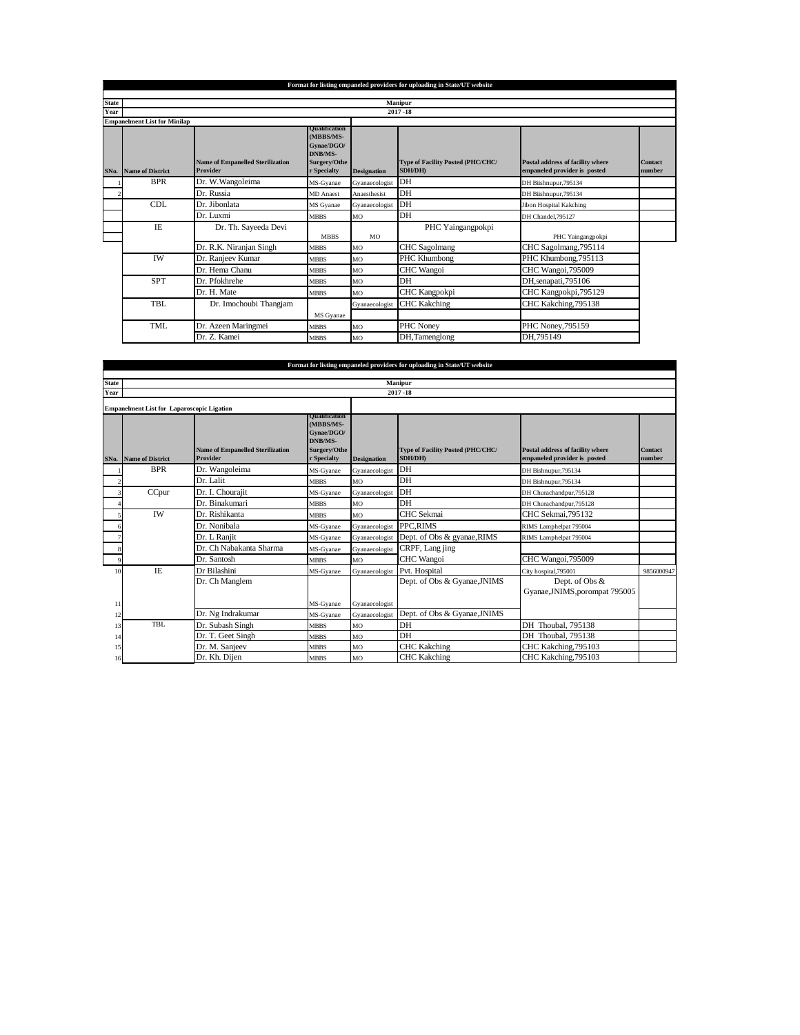**Format for listing empaneled providers for uploading in State/UT website**

| | |
|---|---|
| State | Manipur |
| Year | 2017 -18 |

**Empanelment List for Minilap**

| SNo. | Name of District | Name of Empanelled Sterilization Provider | Qualification (MBBS/MS-Gynae/DGO/ DNB/MS-Surgery/Other Specialty | Designation | Type of Facility Posted (PHC/CHC/ SDH/DH) | Postal address of facility where empaneled provider is posted | Contact number |
|---|---|---|---|---|---|---|---|
| 1 | BPR | Dr. W.Wangoleima | MS-Gyanae | Gyanaecologist | DH | DH Biishnupur,795134 | |
| 2 | | Dr. Russia | MD Anaest | Anaesthesist | DH | DH Biishnupur,795134 | |
| | CDL | Dr. Jibonlata | MS Gyanae | Gyanaecologist | DH | Jibon Hospital Kakching | |
| | | Dr. Luxmi | MBBS | MO | DH | DH Chandel,795127 | |
| | IE | Dr. Th. Sayeeda Devi | MBBS | MO | PHC Yaingangpokpi | PHC Yaingangpokpi | |
| | | Dr. R.K. Niranjan Singh | MBBS | MO | CHC Sagolmang | CHC Sagolmang,795114 | |
| | IW | Dr. Ranjeev Kumar | MBBS | MO | PHC Khumbong | PHC Khumbong,795113 | |
| | | Dr. Hema Chanu | MBBS | MO | CHC Wangoi | CHC Wangoi,795009 | |
| | SPT | Dr. Pfokhrehe | MBBS | MO | DH | DH,senapati,795106 | |
| | | Dr. H. Mate | MBBS | MO | CHC Kangpokpi | CHC Kangpokpi,795129 | |
| | TBL | Dr. Imochoubi Thangjam | MS Gyanae | Gyanaecologist | CHC Kakching | CHC Kakching,795138 | |
| | TML | Dr. Azeen Maringmei | MBBS | MO | PHC Noney | PHC Noney,795159 | |
| | | Dr. Z. Kamei | MBBS | MO | DH,Tamenglong | DH,795149 | |

**Format for listing empaneled providers for uploading in State/UT website**

| | |
|---|---|
| State | Manipur |
| Year | 2017 -18 |

**Empanelment List for Laparoscopic Ligation**

| SNo. | Name of District | Name of Empanelled Sterilization Provider | Qualification (MBBS/MS-Gynae/DGO/ DNB/MS-Surgery/Other Specialty | Designation | Type of Facility Posted (PHC/CHC/ SDH/DH) | Postal address of facility where empaneled provider is posted | Contact number |
|---|---|---|---|---|---|---|---|
| 1 | BPR | Dr. Wangoleima | MS-Gyanae | Gyanaecologist | DH | DH Bishnupur,795134 | |
| 2 | | Dr. Lalit | MBBS | MO | DH | DH Bishnupur,795134 | |
| 3 | CCpur | Dr. I. Chourajit | MS-Gyanae | Gyanaecologist | DH | DH Churachandpur,795128 | |
| 4 | | Dr. Binakumari | MBBS | MO | DH | DH Churachandpur,795128 | |
| 5 | IW | Dr. Rishikanta | MBBS | MO | CHC Sekmai | CHC Sekmai,795132 | |
| 6 | | Dr. Nonibala | MS-Gyanae | Gyanaecologist | PPC,RIMS | RIMS Lamphelpat 795004 | |
| 7 | | Dr. L Ranjit | MS-Gyanae | Gyanaecologist | Dept. of Obs & gyanae,RIMS | RIMS Lamphelpat 795004 | |
| 8 | | Dr. Ch Nabakanta Sharma | MS-Gyanae | Gyanaecologist | CRPF, Lang jing | | |
| 9 | | Dr. Santosh | MBBS | MO | CHC Wangoi | CHC Wangoi,795009 | |
| 10 | IE | Dr Bilashini | MS-Gyanae | Gyanaecologist | Pvt. Hospital | City hospital,795001 | 9856000947 |
| 11 | | Dr. Ch Manglem | MS-Gyanae | Gyanaecologist | Dept. of Obs & Gyanae,JNIMS | Dept. of Obs & Gyanae,JNIMS,porompat 795005 | |
| 12 | | Dr. Ng Indrakumar | MS-Gyanae | Gyanaecologist | Dept. of Obs & Gyanae,JNIMS | | |
| 13 | TBL | Dr. Subash Singh | MBBS | MO | DH | DH Thoubal, 795138 | |
| 14 | | Dr. T. Geet Singh | MBBS | MO | DH | DH Thoubal, 795138 | |
| 15 | | Dr. M. Sanjeev | MBBS | MO | CHC Kakching | CHC Kakching,795103 | |
| 16 | | Dr. Kh. Dijen | MBBS | MO | CHC Kakching | CHC Kakching,795103 | |